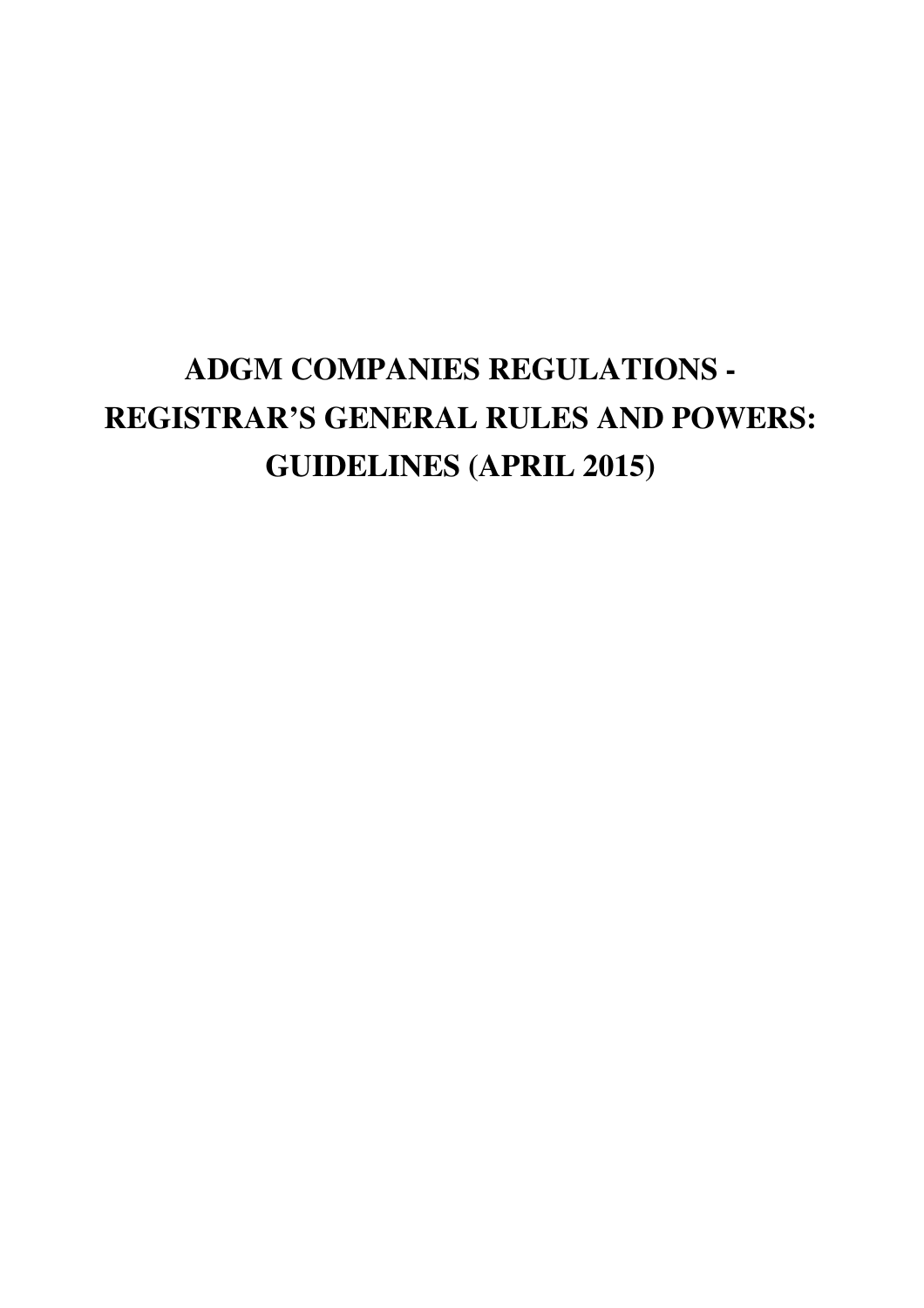# ADGM COMPANIES REGULATIONS - REGISTRAR'S GENERAL RULES AND POWERS: GUIDELINES (APRIL 2015)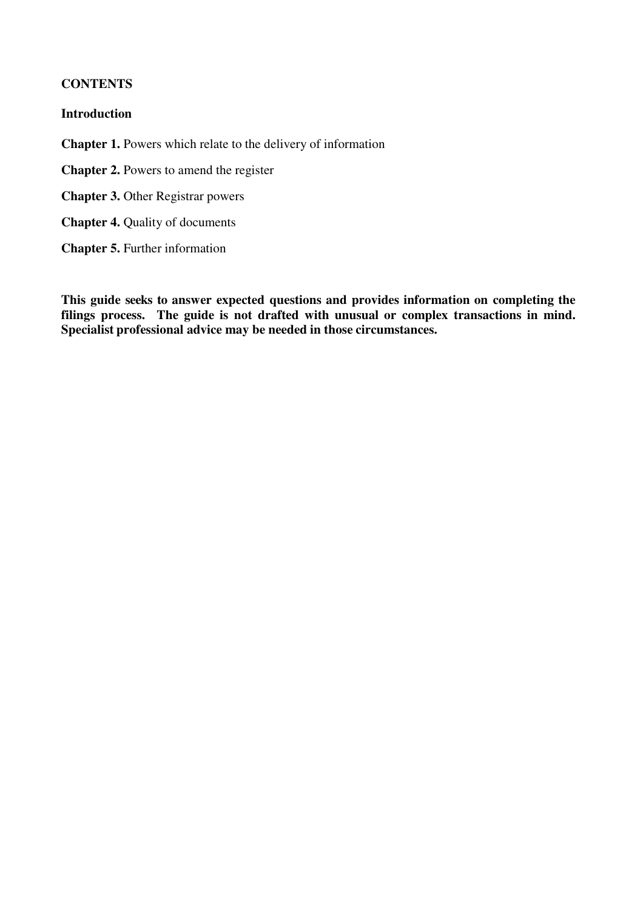**CONTENTS**

**Introduction**

**Chapter 1.** Powers which relate to the delivery of information

**Chapter 2.** Powers to amend the register

**Chapter 3.** Other Registrar powers

**Chapter 4.** Quality of documents

**Chapter 5.** Further information

**This guide seeks to answer expected questions and provides information on completing the filings process. The guide is not drafted with unusual or complex transactions in mind. Specialist professional advice may be needed in those circumstances.**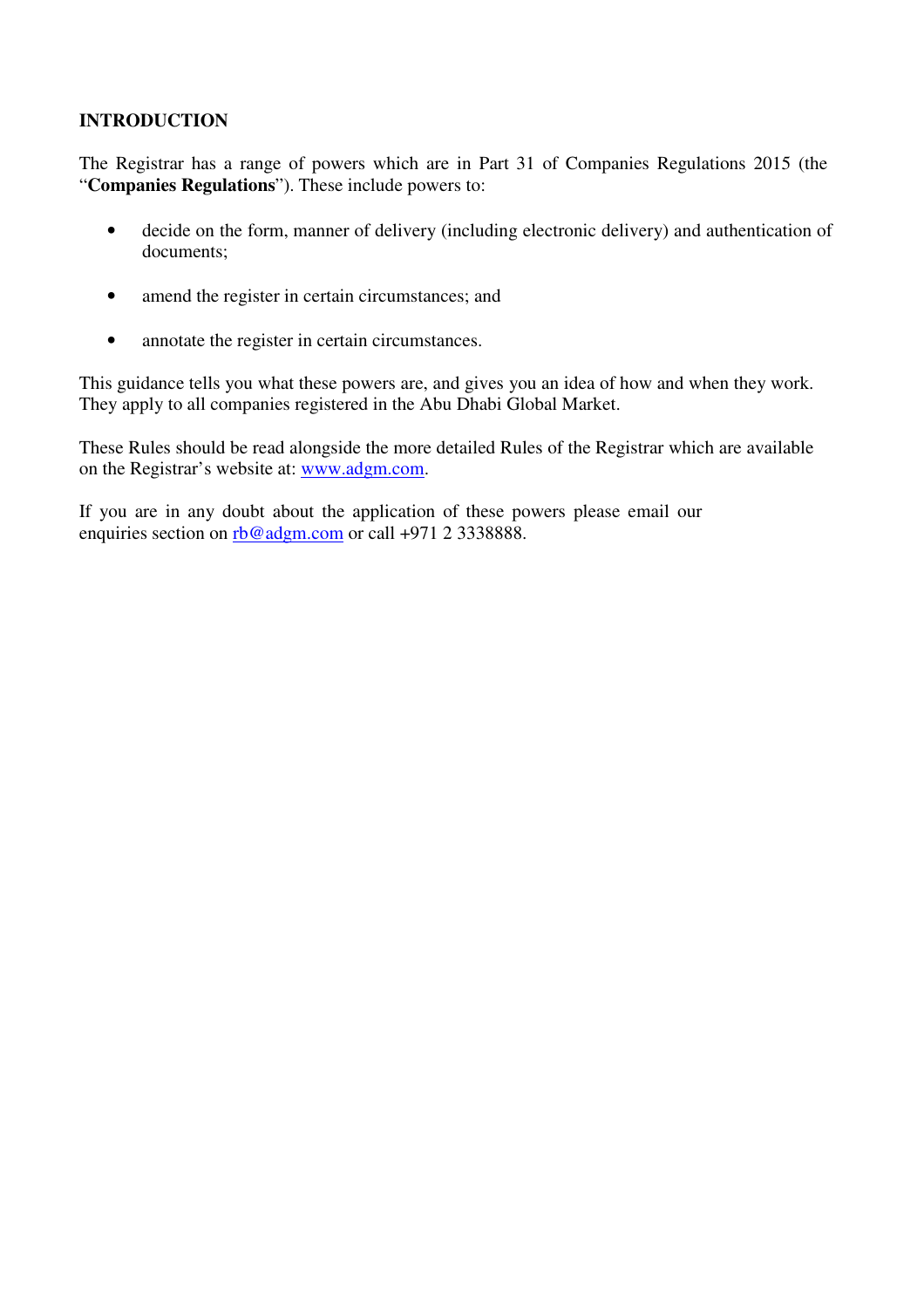## INTRODUCTION

The Registrar has a range of powers which are in Part 31 of Companies Regulations 2015 (the "**Companies Regulations**"). These include powers to:

- decide on the form, manner of delivery (including electronic delivery) and authentication of documents;
- amend the register in certain circumstances; and
- annotate the register in certain circumstances.

This guidance tells you what these powers are, and gives you an idea of how and when they work. They apply to all companies registered in the Abu Dhabi Global Market.

These Rules should be read alongside the more detailed Rules of the Registrar which are available on the Registrar's website at: [www.adgm.com](http://www.adgm.com).

If you are in any doubt about the application of these powers please email our enquiries section on [rb@adgm.com](mailto:rb@adgm.com) or call +971 2 3338888.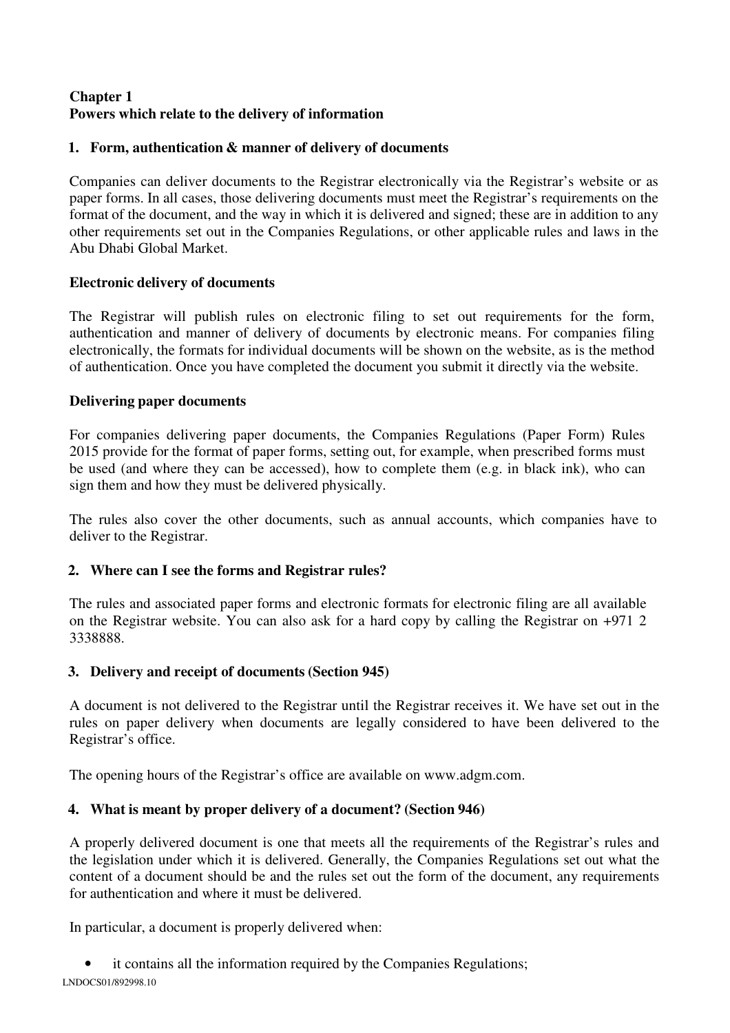**Chapter 1**
**Powers which relate to the delivery of information**

**1. Form, authentication & manner of delivery of documents**

Companies can deliver documents to the Registrar electronically via the Registrar's website or as paper forms. In all cases, those delivering documents must meet the Registrar's requirements on the format of the document, and the way in which it is delivered and signed; these are in addition to any other requirements set out in the Companies Regulations, or other applicable rules and laws in the Abu Dhabi Global Market.

**Electronic delivery of documents**

The Registrar will publish rules on electronic filing to set out requirements for the form, authentication and manner of delivery of documents by electronic means. For companies filing electronically, the formats for individual documents will be shown on the website, as is the method of authentication. Once you have completed the document you submit it directly via the website.

**Delivering paper documents**

For companies delivering paper documents, the Companies Regulations (Paper Form) Rules 2015 provide for the format of paper forms, setting out, for example, when prescribed forms must be used (and where they can be accessed), how to complete them (e.g. in black ink), who can sign them and how they must be delivered physically.

The rules also cover the other documents, such as annual accounts, which companies have to deliver to the Registrar.

**2. Where can I see the forms and Registrar rules?**

The rules and associated paper forms and electronic formats for electronic filing are all available on the Registrar website. You can also ask for a hard copy by calling the Registrar on +971 2 3338888.

**3. Delivery and receipt of documents (Section 945)**

A document is not delivered to the Registrar until the Registrar receives it. We have set out in the rules on paper delivery when documents are legally considered to have been delivered to the Registrar's office.

The opening hours of the Registrar's office are available on www.adgm.com.

**4. What is meant by proper delivery of a document? (Section 946)**

A properly delivered document is one that meets all the requirements of the Registrar's rules and the legislation under which it is delivered. Generally, the Companies Regulations set out what the content of a document should be and the rules set out the form of the document, any requirements for authentication and where it must be delivered.

In particular, a document is properly delivered when:

- it contains all the information required by the Companies Regulations;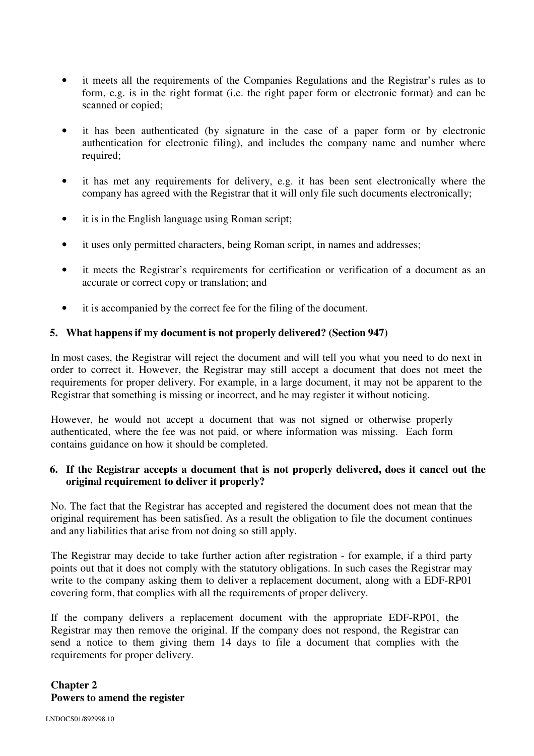- it meets all the requirements of the Companies Regulations and the Registrar's rules as to form, e.g. is in the right format (i.e. the right paper form or electronic format) and can be scanned or copied;

- it has been authenticated (by signature in the case of a paper form or by electronic authentication for electronic filing), and includes the company name and number where required;

- it has met any requirements for delivery, e.g. it has been sent electronically where the company has agreed with the Registrar that it will only file such documents electronically;

- it is in the English language using Roman script;

- it uses only permitted characters, being Roman script, in names and addresses;

- it meets the Registrar's requirements for certification or verification of a document as an accurate or correct copy or translation; and

- it is accompanied by the correct fee for the filing of the document.

### 5. What happens if my document is not properly delivered? (Section 947)

In most cases, the Registrar will reject the document and will tell you what you need to do next in order to correct it. However, the Registrar may still accept a document that does not meet the requirements for proper delivery. For example, in a large document, it may not be apparent to the Registrar that something is missing or incorrect, and he may register it without noticing.

However, he would not accept a document that was not signed or otherwise properly authenticated, where the fee was not paid, or where information was missing. Each form contains guidance on how it should be completed.

### 6. If the Registrar accepts a document that is not properly delivered, does it cancel out the original requirement to deliver it properly?

No. The fact that the Registrar has accepted and registered the document does not mean that the original requirement has been satisfied. As a result the obligation to file the document continues and any liabilities that arise from not doing so still apply.

The Registrar may decide to take further action after registration - for example, if a third party points out that it does not comply with the statutory obligations. In such cases the Registrar may write to the company asking them to deliver a replacement document, along with a EDF-RP01 covering form, that complies with all the requirements of proper delivery.

If the company delivers a replacement document with the appropriate EDF-RP01, the Registrar may then remove the original. If the company does not respond, the Registrar can send a notice to them giving them 14 days to file a document that complies with the requirements for proper delivery.

## Chapter 2
## Powers to amend the register

LNDOCS01/892998.10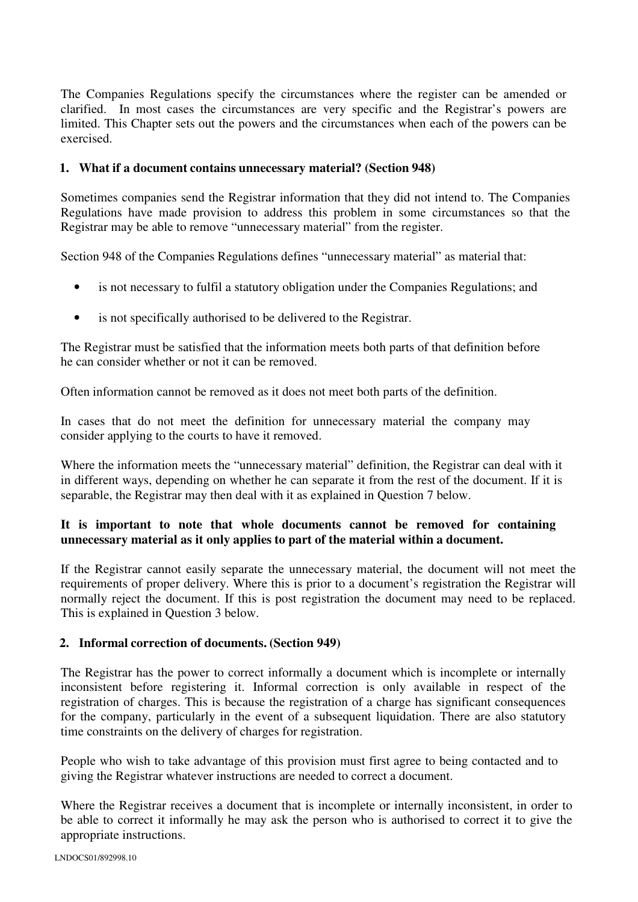The Companies Regulations specify the circumstances where the register can be amended or clarified. In most cases the circumstances are very specific and the Registrar's powers are limited. This Chapter sets out the powers and the circumstances when each of the powers can be exercised.

### 1. What if a document contains unnecessary material? (Section 948)

Sometimes companies send the Registrar information that they did not intend to. The Companies Regulations have made provision to address this problem in some circumstances so that the Registrar may be able to remove "unnecessary material" from the register.

Section 948 of the Companies Regulations defines "unnecessary material" as material that:

- is not necessary to fulfil a statutory obligation under the Companies Regulations; and
- is not specifically authorised to be delivered to the Registrar.

The Registrar must be satisfied that the information meets both parts of that definition before he can consider whether or not it can be removed.

Often information cannot be removed as it does not meet both parts of the definition.

In cases that do not meet the definition for unnecessary material the company may consider applying to the courts to have it removed.

Where the information meets the "unnecessary material" definition, the Registrar can deal with it in different ways, depending on whether he can separate it from the rest of the document. If it is separable, the Registrar may then deal with it as explained in Question 7 below.

**It is important to note that whole documents cannot be removed for containing unnecessary material as it only applies to part of the material within a document.**

If the Registrar cannot easily separate the unnecessary material, the document will not meet the requirements of proper delivery. Where this is prior to a document's registration the Registrar will normally reject the document. If this is post registration the document may need to be replaced. This is explained in Question 3 below.

### 2. Informal correction of documents. (Section 949)

The Registrar has the power to correct informally a document which is incomplete or internally inconsistent before registering it. Informal correction is only available in respect of the registration of charges. This is because the registration of a charge has significant consequences for the company, particularly in the event of a subsequent liquidation. There are also statutory time constraints on the delivery of charges for registration.

People who wish to take advantage of this provision must first agree to being contacted and to giving the Registrar whatever instructions are needed to correct a document.

Where the Registrar receives a document that is incomplete or internally inconsistent, in order to be able to correct it informally he may ask the person who is authorised to correct it to give the appropriate instructions.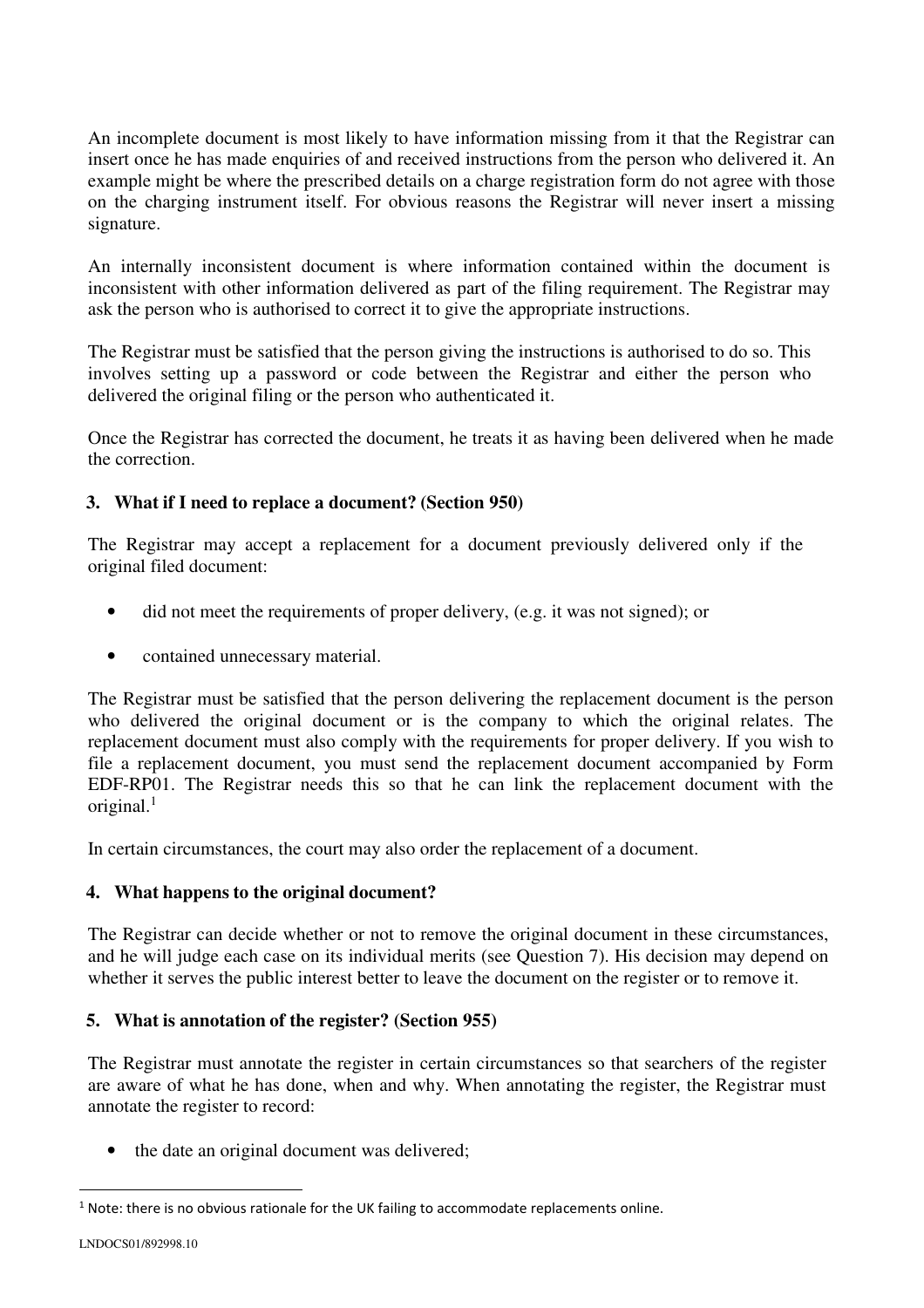An incomplete document is most likely to have information missing from it that the Registrar can insert once he has made enquiries of and received instructions from the person who delivered it. An example might be where the prescribed details on a charge registration form do not agree with those on the charging instrument itself. For obvious reasons the Registrar will never insert a missing signature.

An internally inconsistent document is where information contained within the document is inconsistent with other information delivered as part of the filing requirement. The Registrar may ask the person who is authorised to correct it to give the appropriate instructions.

The Registrar must be satisfied that the person giving the instructions is authorised to do so. This involves setting up a password or code between the Registrar and either the person who delivered the original filing or the person who authenticated it.

Once the Registrar has corrected the document, he treats it as having been delivered when he made the correction.

### 3. What if I need to replace a document? (Section 950)

The Registrar may accept a replacement for a document previously delivered only if the original filed document:

- did not meet the requirements of proper delivery, (e.g. it was not signed); or
- contained unnecessary material.

The Registrar must be satisfied that the person delivering the replacement document is the person who delivered the original document or is the company to which the original relates. The replacement document must also comply with the requirements for proper delivery. If you wish to file a replacement document, you must send the replacement document accompanied by Form EDF-RP01. The Registrar needs this so that he can link the replacement document with the original.[1]

In certain circumstances, the court may also order the replacement of a document.

### 4. What happens to the original document?

The Registrar can decide whether or not to remove the original document in these circumstances, and he will judge each case on its individual merits (see Question 7). His decision may depend on whether it serves the public interest better to leave the document on the register or to remove it.

### 5. What is annotation of the register? (Section 955)

The Registrar must annotate the register in certain circumstances so that searchers of the register are aware of what he has done, when and why. When annotating the register, the Registrar must annotate the register to record:

- the date an original document was delivered;

[1] Note: there is no obvious rationale for the UK failing to accommodate replacements online.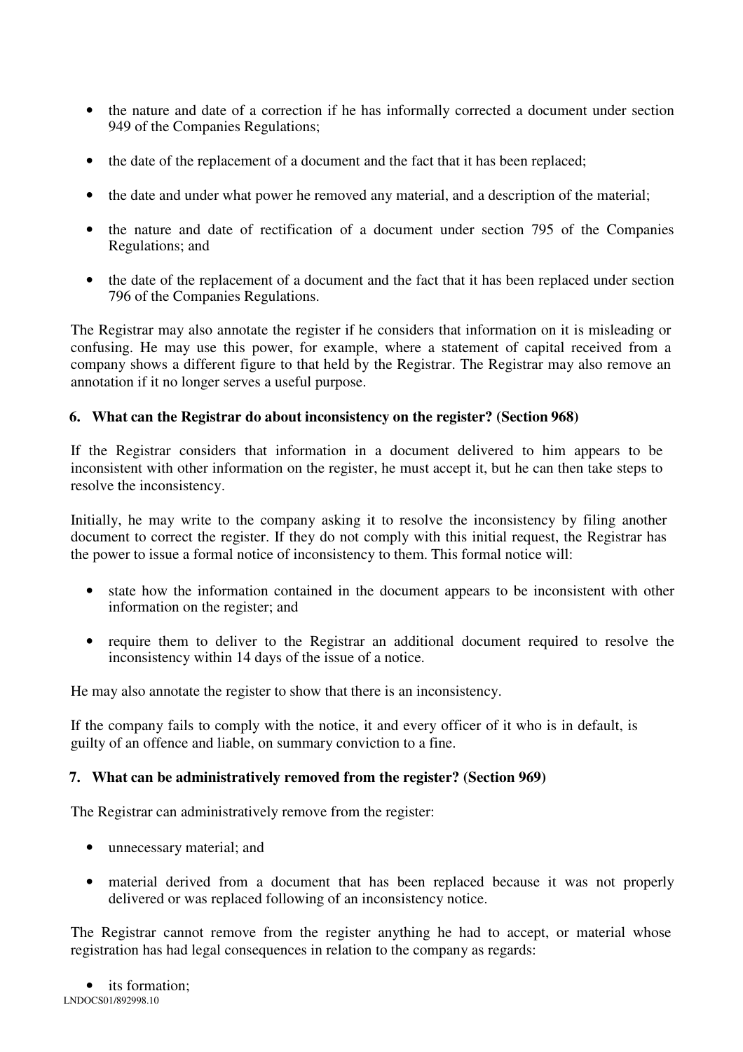- the nature and date of a correction if he has informally corrected a document under section 949 of the Companies Regulations;

- the date of the replacement of a document and the fact that it has been replaced;

- the date and under what power he removed any material, and a description of the material;

- the nature and date of rectification of a document under section 795 of the Companies Regulations; and

- the date of the replacement of a document and the fact that it has been replaced under section 796 of the Companies Regulations.

The Registrar may also annotate the register if he considers that information on it is misleading or confusing. He may use this power, for example, where a statement of capital received from a company shows a different figure to that held by the Registrar. The Registrar may also remove an annotation if it no longer serves a useful purpose.

### 6. What can the Registrar do about inconsistency on the register? (Section 968)

If the Registrar considers that information in a document delivered to him appears to be inconsistent with other information on the register, he must accept it, but he can then take steps to resolve the inconsistency.

Initially, he may write to the company asking it to resolve the inconsistency by filing another document to correct the register. If they do not comply with this initial request, the Registrar has the power to issue a formal notice of inconsistency to them. This formal notice will:

- state how the information contained in the document appears to be inconsistent with other information on the register; and

- require them to deliver to the Registrar an additional document required to resolve the inconsistency within 14 days of the issue of a notice.

He may also annotate the register to show that there is an inconsistency.

If the company fails to comply with the notice, it and every officer of it who is in default, is guilty of an offence and liable, on summary conviction to a fine.

### 7. What can be administratively removed from the register? (Section 969)

The Registrar can administratively remove from the register:

- unnecessary material; and

- material derived from a document that has been replaced because it was not properly delivered or was replaced following of an inconsistency notice.

The Registrar cannot remove from the register anything he had to accept, or material whose registration has had legal consequences in relation to the company as regards:

- its formation;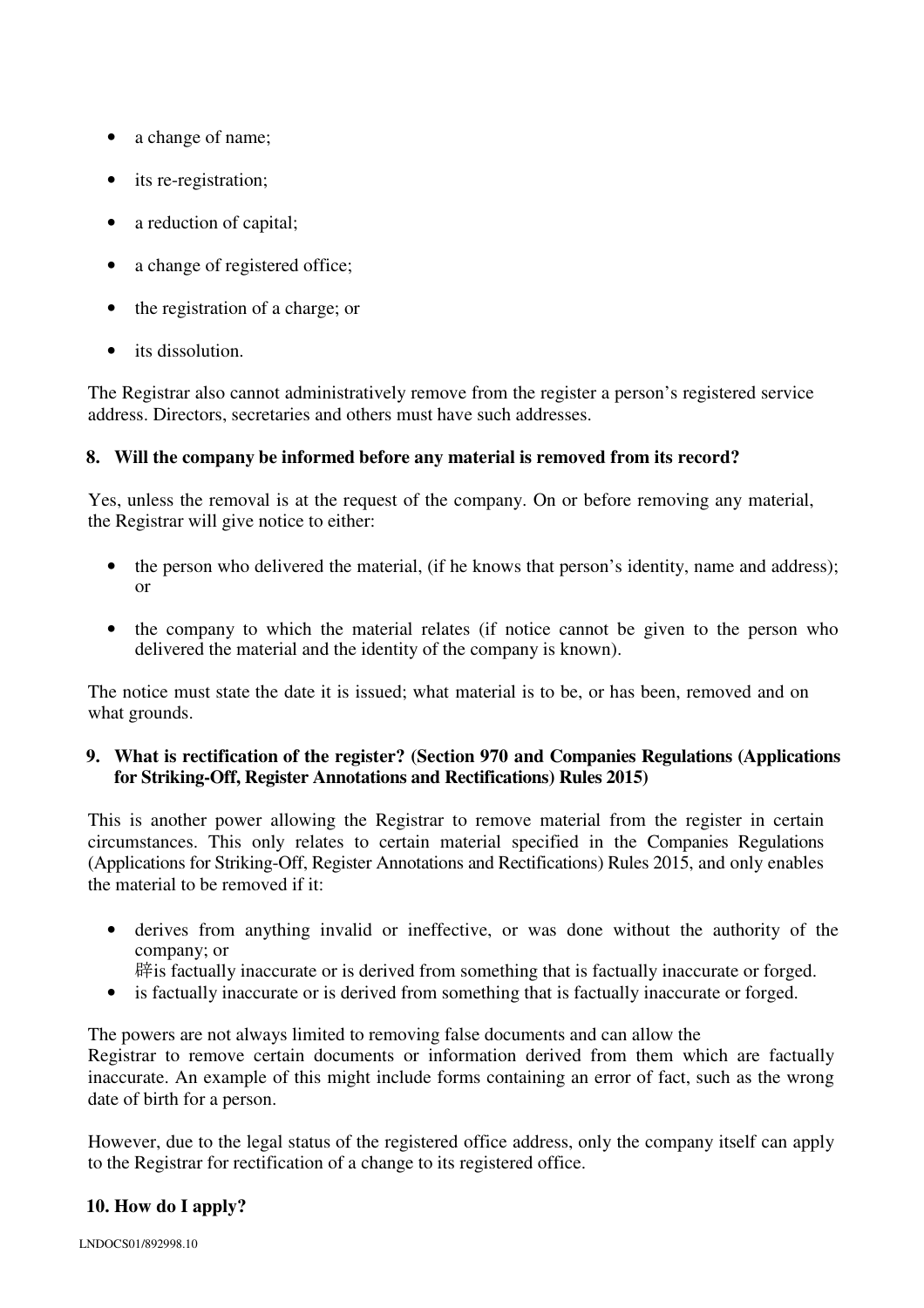- a change of name;
- its re-registration;
- a reduction of capital;
- a change of registered office;
- the registration of a charge; or
- its dissolution.

The Registrar also cannot administratively remove from the register a person's registered service address. Directors, secretaries and others must have such addresses.

## 8. Will the company be informed before any material is removed from its record?

Yes, unless the removal is at the request of the company. On or before removing any material, the Registrar will give notice to either:

- the person who delivered the material, (if he knows that person's identity, name and address); or
- the company to which the material relates (if notice cannot be given to the person who delivered the material and the identity of the company is known).

The notice must state the date it is issued; what material is to be, or has been, removed and on what grounds.

## 9. What is rectification of the register? (Section 970 and Companies Regulations (Applications for Striking-Off, Register Annotations and Rectifications) Rules 2015)

This is another power allowing the Registrar to remove material from the register in certain circumstances. This only relates to certain material specified in the Companies Regulations (Applications for Striking-Off, Register Annotations and Rectifications) Rules 2015, and only enables the material to be removed if it:

- derives from anything invalid or ineffective, or was done without the authority of the company; or
  辟is factually inaccurate or is derived from something that is factually inaccurate or forged.
- is factually inaccurate or is derived from something that is factually inaccurate or forged.

The powers are not always limited to removing false documents and can allow the Registrar to remove certain documents or information derived from them which are factually inaccurate. An example of this might include forms containing an error of fact, such as the wrong date of birth for a person.

However, due to the legal status of the registered office address, only the company itself can apply to the Registrar for rectification of a change to its registered office.

## 10. How do I apply?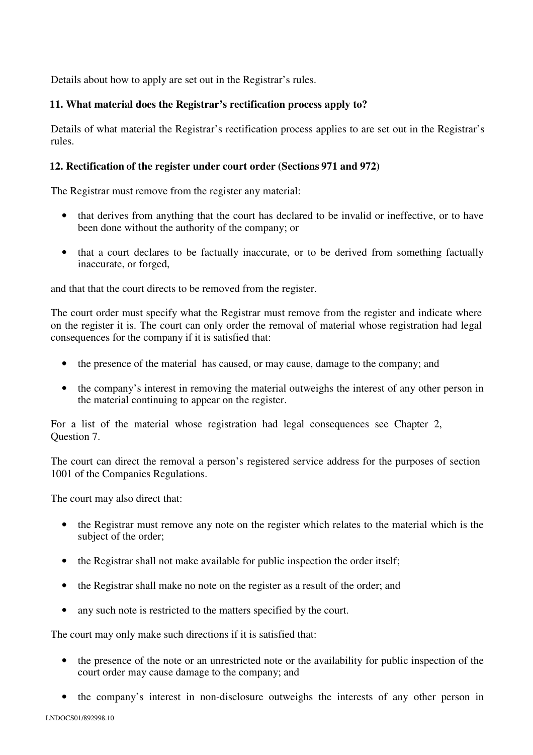Details about how to apply are set out in the Registrar's rules.

**11. What material does the Registrar's rectification process apply to?**

Details of what material the Registrar's rectification process applies to are set out in the Registrar's rules.

**12. Rectification of the register under court order (Sections 971 and 972)**

The Registrar must remove from the register any material:

- that derives from anything that the court has declared to be invalid or ineffective, or to have been done without the authority of the company; or
- that a court declares to be factually inaccurate, or to be derived from something factually inaccurate, or forged,

and that that the court directs to be removed from the register.

The court order must specify what the Registrar must remove from the register and indicate where on the register it is. The court can only order the removal of material whose registration had legal consequences for the company if it is satisfied that:

- the presence of the material has caused, or may cause, damage to the company; and
- the company's interest in removing the material outweighs the interest of any other person in the material continuing to appear on the register.

For a list of the material whose registration had legal consequences see Chapter 2, Question 7.

The court can direct the removal a person's registered service address for the purposes of section 1001 of the Companies Regulations.

The court may also direct that:

- the Registrar must remove any note on the register which relates to the material which is the subject of the order;
- the Registrar shall not make available for public inspection the order itself;
- the Registrar shall make no note on the register as a result of the order; and
- any such note is restricted to the matters specified by the court.

The court may only make such directions if it is satisfied that:

- the presence of the note or an unrestricted note or the availability for public inspection of the court order may cause damage to the company; and
- the company's interest in non-disclosure outweighs the interests of any other person in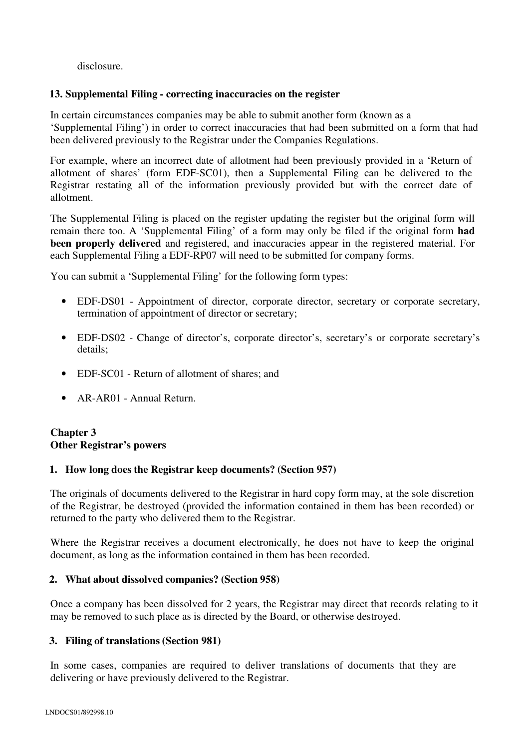disclosure.

### 13. Supplemental Filing - correcting inaccuracies on the register

In certain circumstances companies may be able to submit another form (known as a 'Supplemental Filing') in order to correct inaccuracies that had been submitted on a form that had been delivered previously to the Registrar under the Companies Regulations.

For example, where an incorrect date of allotment had been previously provided in a 'Return of allotment of shares' (form EDF-SC01), then a Supplemental Filing can be delivered to the Registrar restating all of the information previously provided but with the correct date of allotment.

The Supplemental Filing is placed on the register updating the register but the original form will remain there too. A 'Supplemental Filing' of a form may only be filed if the original form **had been properly delivered** and registered, and inaccuracies appear in the registered material. For each Supplemental Filing a EDF-RP07 will need to be submitted for company forms.

You can submit a 'Supplemental Filing' for the following form types:

- EDF-DS01 - Appointment of director, corporate director, secretary or corporate secretary, termination of appointment of director or secretary;
- EDF-DS02 - Change of director's, corporate director's, secretary's or corporate secretary's details;
- EDF-SC01 - Return of allotment of shares; and
- AR-AR01 - Annual Return.

## Chapter 3
## Other Registrar's powers

### 1. How long does the Registrar keep documents? (Section 957)

The originals of documents delivered to the Registrar in hard copy form may, at the sole discretion of the Registrar, be destroyed (provided the information contained in them has been recorded) or returned to the party who delivered them to the Registrar.

Where the Registrar receives a document electronically, he does not have to keep the original document, as long as the information contained in them has been recorded.

### 2. What about dissolved companies? (Section 958)

Once a company has been dissolved for 2 years, the Registrar may direct that records relating to it may be removed to such place as is directed by the Board, or otherwise destroyed.

### 3. Filing of translations (Section 981)

In some cases, companies are required to deliver translations of documents that they are delivering or have previously delivered to the Registrar.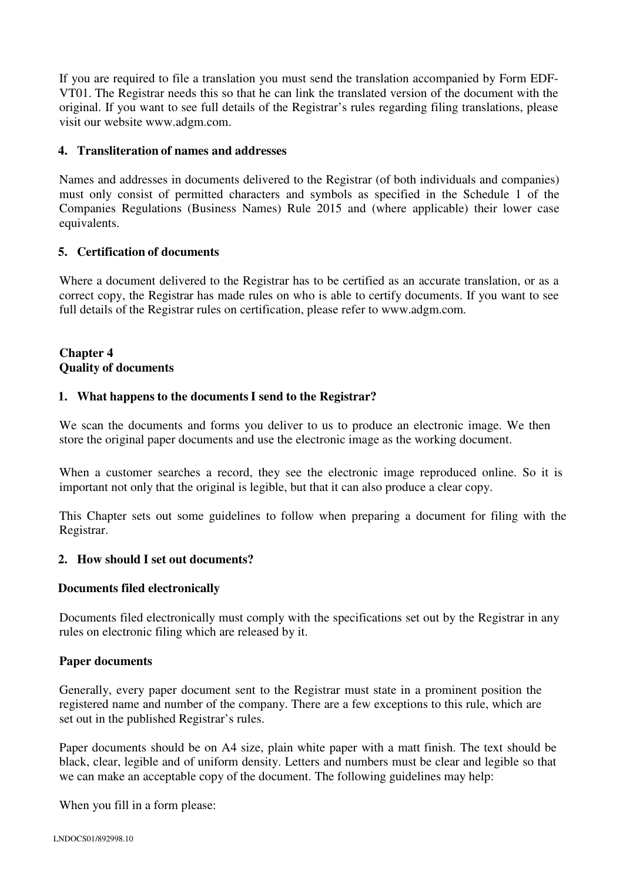If you are required to file a translation you must send the translation accompanied by Form EDF-VT01. The Registrar needs this so that he can link the translated version of the document with the original. If you want to see full details of the Registrar's rules regarding filing translations, please visit our website www.adgm.com.

### 4. Transliteration of names and addresses

Names and addresses in documents delivered to the Registrar (of both individuals and companies) must only consist of permitted characters and symbols as specified in the Schedule 1 of the Companies Regulations (Business Names) Rule 2015 and (where applicable) their lower case equivalents.

### 5. Certification of documents

Where a document delivered to the Registrar has to be certified as an accurate translation, or as a correct copy, the Registrar has made rules on who is able to certify documents. If you want to see full details of the Registrar rules on certification, please refer to www.adgm.com.

## Chapter 4
## Quality of documents

### 1. What happens to the documents I send to the Registrar?

We scan the documents and forms you deliver to us to produce an electronic image. We then store the original paper documents and use the electronic image as the working document.

When a customer searches a record, they see the electronic image reproduced online. So it is important not only that the original is legible, but that it can also produce a clear copy.

This Chapter sets out some guidelines to follow when preparing a document for filing with the Registrar.

### 2. How should I set out documents?

**Documents filed electronically**

Documents filed electronically must comply with the specifications set out by the Registrar in any rules on electronic filing which are released by it.

**Paper documents**

Generally, every paper document sent to the Registrar must state in a prominent position the registered name and number of the company. There are a few exceptions to this rule, which are set out in the published Registrar's rules.

Paper documents should be on A4 size, plain white paper with a matt finish. The text should be black, clear, legible and of uniform density. Letters and numbers must be clear and legible so that we can make an acceptable copy of the document. The following guidelines may help:

When you fill in a form please: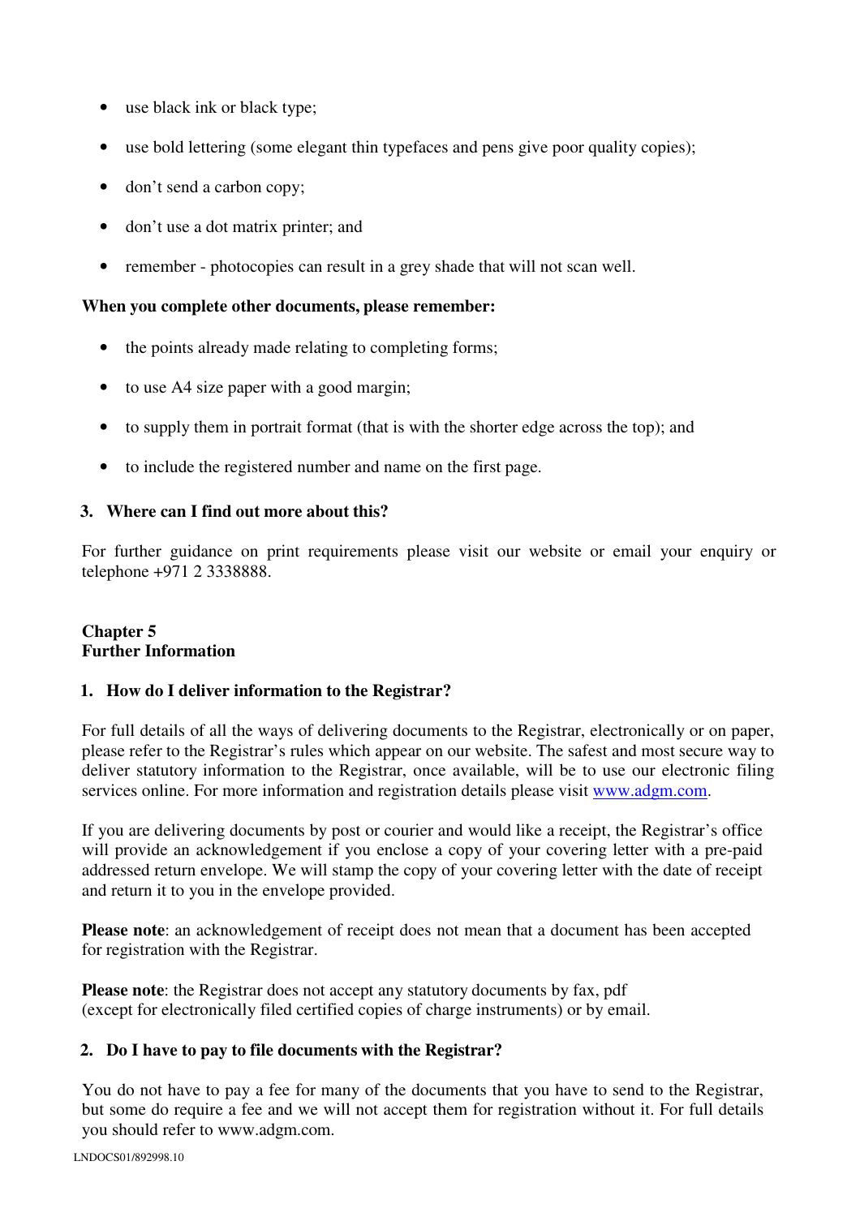- use black ink or black type;
- use bold lettering (some elegant thin typefaces and pens give poor quality copies);
- don't send a carbon copy;
- don't use a dot matrix printer; and
- remember - photocopies can result in a grey shade that will not scan well.

**When you complete other documents, please remember:**

- the points already made relating to completing forms;
- to use A4 size paper with a good margin;
- to supply them in portrait format (that is with the shorter edge across the top); and
- to include the registered number and name on the first page.

### 3. Where can I find out more about this?

For further guidance on print requirements please visit our website or email your enquiry or telephone +971 2 3338888.

## Chapter 5
## Further Information

### 1. How do I deliver information to the Registrar?

For full details of all the ways of delivering documents to the Registrar, electronically or on paper, please refer to the Registrar's rules which appear on our website. The safest and most secure way to deliver statutory information to the Registrar, once available, will be to use our electronic filing services online. For more information and registration details please visit www.adgm.com.

If you are delivering documents by post or courier and would like a receipt, the Registrar's office will provide an acknowledgement if you enclose a copy of your covering letter with a pre-paid addressed return envelope. We will stamp the copy of your covering letter with the date of receipt and return it to you in the envelope provided.

**Please note**: an acknowledgement of receipt does not mean that a document has been accepted for registration with the Registrar.

**Please note**: the Registrar does not accept any statutory documents by fax, pdf (except for electronically filed certified copies of charge instruments) or by email.

### 2. Do I have to pay to file documents with the Registrar?

You do not have to pay a fee for many of the documents that you have to send to the Registrar, but some do require a fee and we will not accept them for registration without it. For full details you should refer to www.adgm.com.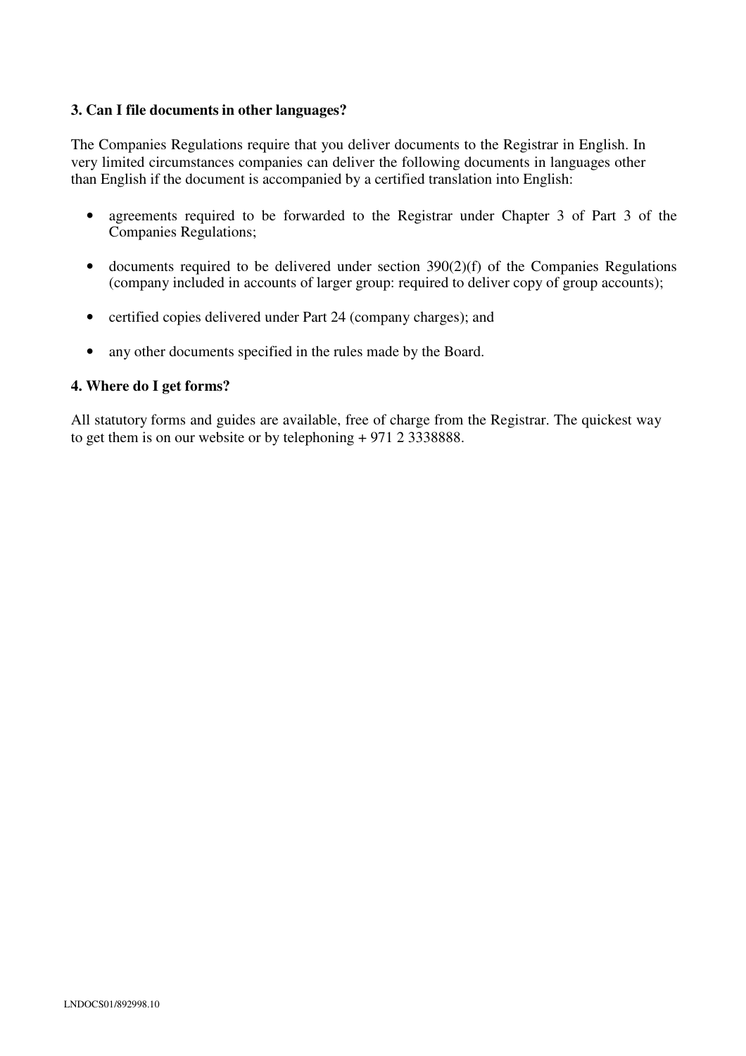### 3. Can I file documents in other languages?

The Companies Regulations require that you deliver documents to the Registrar in English. In very limited circumstances companies can deliver the following documents in languages other than English if the document is accompanied by a certified translation into English:

- agreements required to be forwarded to the Registrar under Chapter 3 of Part 3 of the Companies Regulations;
- documents required to be delivered under section 390(2)(f) of the Companies Regulations (company included in accounts of larger group: required to deliver copy of group accounts);
- certified copies delivered under Part 24 (company charges); and
- any other documents specified in the rules made by the Board.

### 4. Where do I get forms?

All statutory forms and guides are available, free of charge from the Registrar. The quickest way to get them is on our website or by telephoning + 971 2 3338888.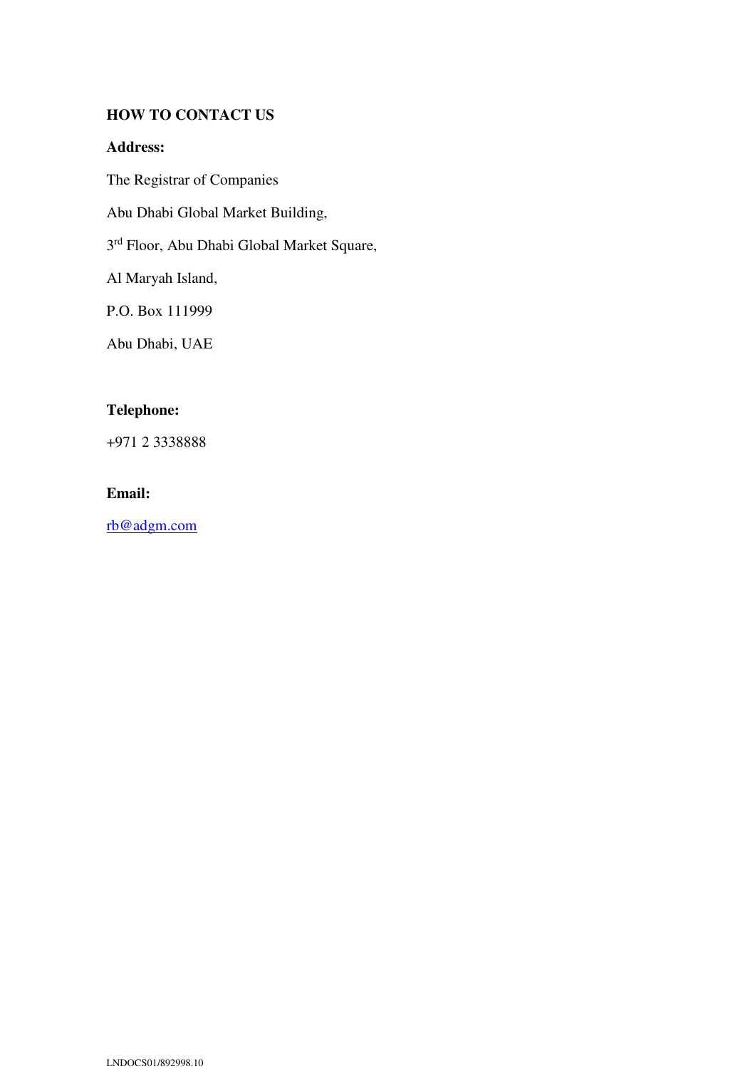## HOW TO CONTACT US

**Address:**

The Registrar of Companies

Abu Dhabi Global Market Building,

3rd Floor, Abu Dhabi Global Market Square,

Al Maryah Island,

P.O. Box 111999

Abu Dhabi, UAE

**Telephone:**

+971 2 3338888

**Email:**

rb@adgm.com